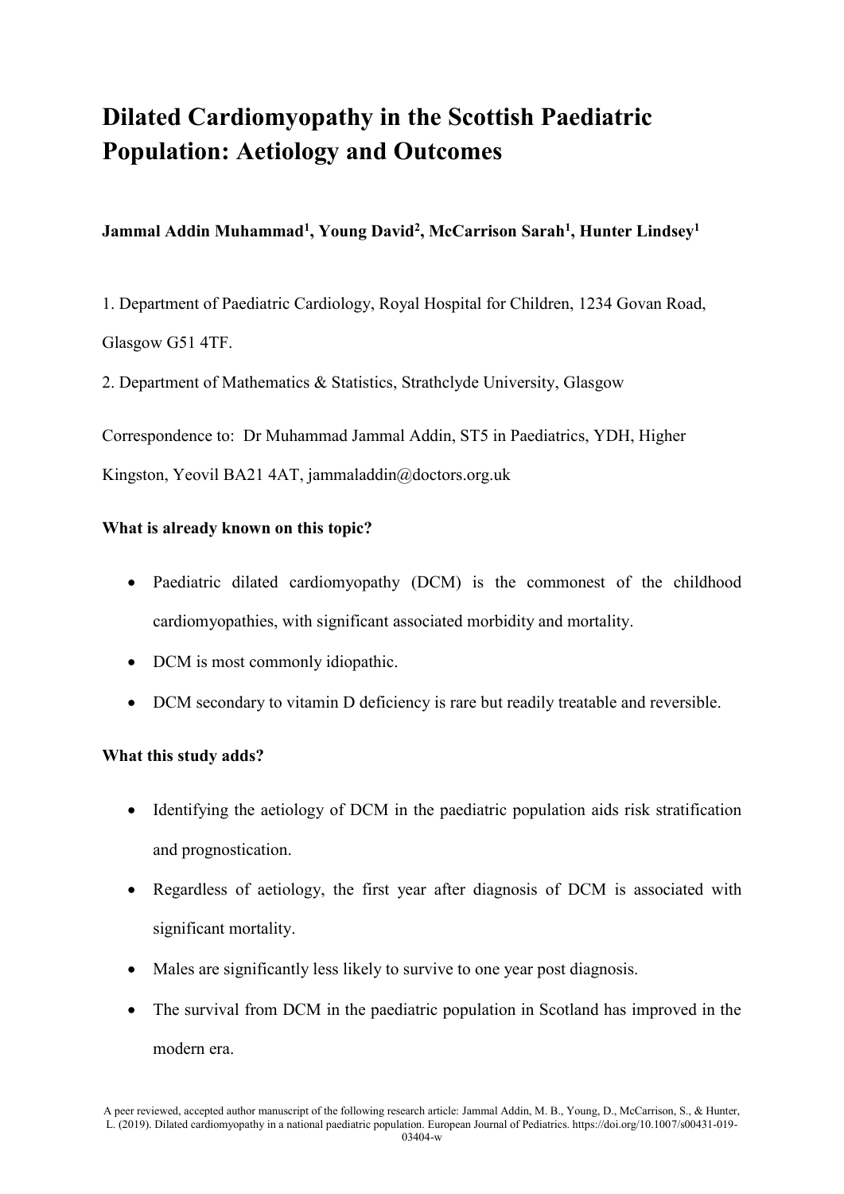# Dilated Cardiomyopathy in the Scottish Paediatric Population: Aetiology and Outcomes

**Jammal Addin Muhammad[1], Young David[2], McCarrison Sarah[1], Hunter Lindsey[1]**

1. Department of Paediatric Cardiology, Royal Hospital for Children, 1234 Govan Road, Glasgow G51 4TF.
2. Department of Mathematics & Statistics, Strathclyde University, Glasgow

Correspondence to: Dr Muhammad Jammal Addin, ST5 in Paediatrics, YDH, Higher Kingston, Yeovil BA21 4AT, jammaladdin@doctors.org.uk

**What is already known on this topic?**

- Paediatric dilated cardiomyopathy (DCM) is the commonest of the childhood cardiomyopathies, with significant associated morbidity and mortality.
- DCM is most commonly idiopathic.
- DCM secondary to vitamin D deficiency is rare but readily treatable and reversible.

**What this study adds?**

- Identifying the aetiology of DCM in the paediatric population aids risk stratification and prognostication.
- Regardless of aetiology, the first year after diagnosis of DCM is associated with significant mortality.
- Males are significantly less likely to survive to one year post diagnosis.
- The survival from DCM in the paediatric population in Scotland has improved in the modern era.

A peer reviewed, accepted author manuscript of the following research article: Jammal Addin, M. B., Young, D., McCarrison, S., & Hunter, L. (2019). Dilated cardiomyopathy in a national paediatric population. European Journal of Pediatrics. https://doi.org/10.1007/s00431-019-03404-w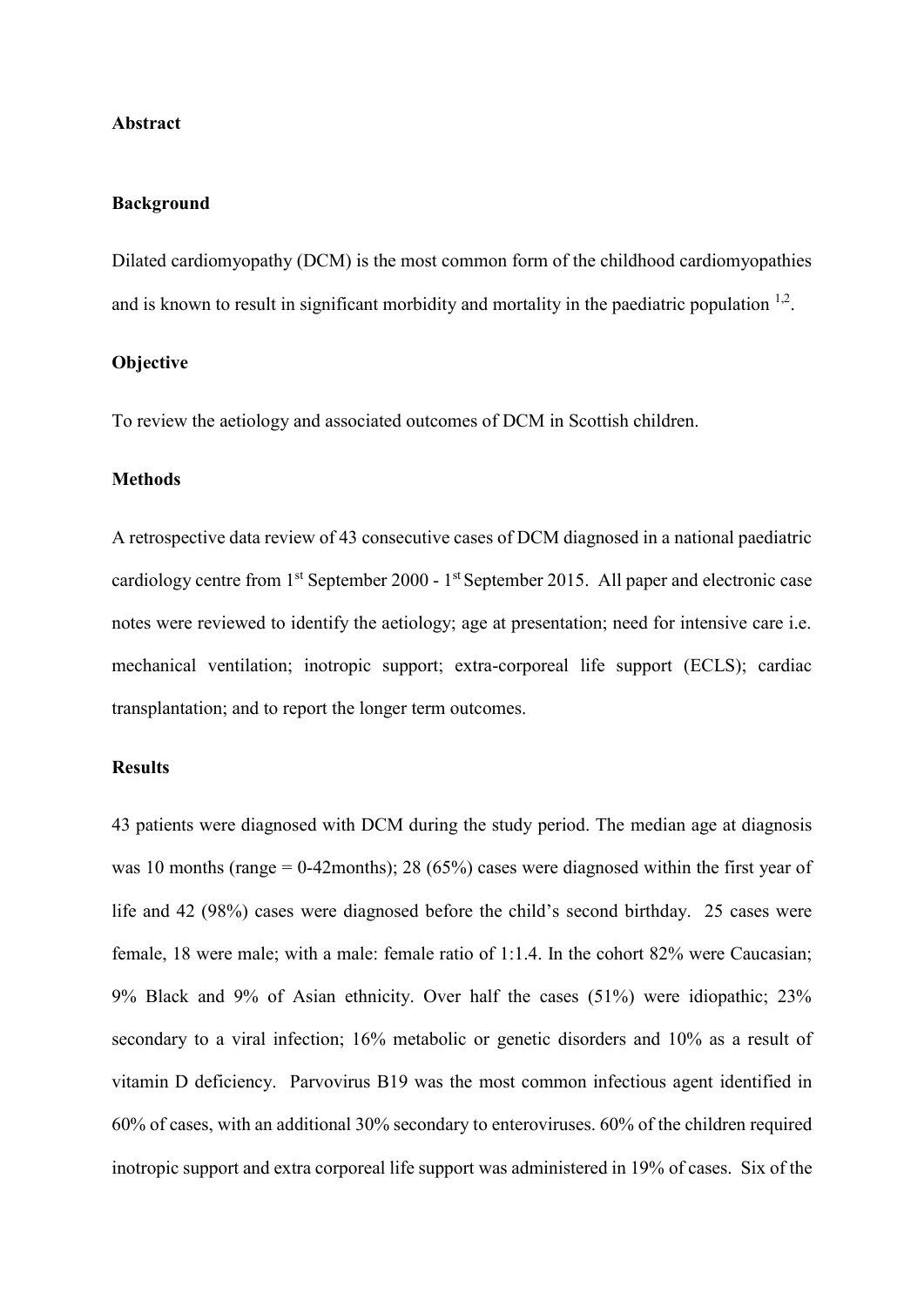## Abstract

### Background

Dilated cardiomyopathy (DCM) is the most common form of the childhood cardiomyopathies and is known to result in significant morbidity and mortality in the paediatric population [1,2].

### Objective

To review the aetiology and associated outcomes of DCM in Scottish children.

### Methods

A retrospective data review of 43 consecutive cases of DCM diagnosed in a national paediatric cardiology centre from 1st September 2000 - 1st September 2015. All paper and electronic case notes were reviewed to identify the aetiology; age at presentation; need for intensive care i.e. mechanical ventilation; inotropic support; extra-corporeal life support (ECLS); cardiac transplantation; and to report the longer term outcomes.

### Results

43 patients were diagnosed with DCM during the study period. The median age at diagnosis was 10 months (range = 0-42months); 28 (65%) cases were diagnosed within the first year of life and 42 (98%) cases were diagnosed before the child's second birthday. 25 cases were female, 18 were male; with a male: female ratio of 1:1.4. In the cohort 82% were Caucasian; 9% Black and 9% of Asian ethnicity. Over half the cases (51%) were idiopathic; 23% secondary to a viral infection; 16% metabolic or genetic disorders and 10% as a result of vitamin D deficiency. Parvovirus B19 was the most common infectious agent identified in 60% of cases, with an additional 30% secondary to enteroviruses. 60% of the children required inotropic support and extra corporeal life support was administered in 19% of cases. Six of the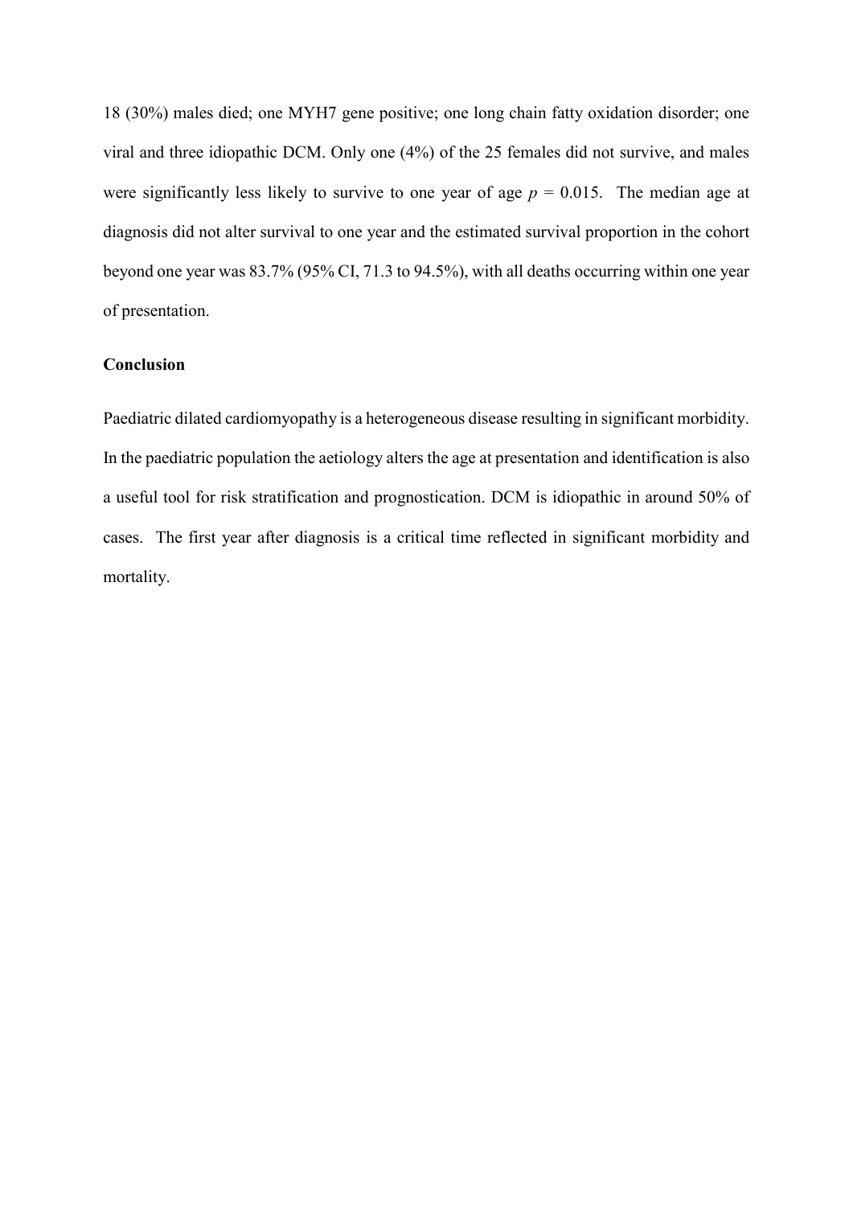18 (30%) males died; one MYH7 gene positive; one long chain fatty oxidation disorder; one viral and three idiopathic DCM. Only one (4%) of the 25 females did not survive, and males were significantly less likely to survive to one year of age $p = 0.015$. The median age at diagnosis did not alter survival to one year and the estimated survival proportion in the cohort beyond one year was 83.7% (95% CI, 71.3 to 94.5%), with all deaths occurring within one year of presentation.

**Conclusion**

Paediatric dilated cardiomyopathy is a heterogeneous disease resulting in significant morbidity. In the paediatric population the aetiology alters the age at presentation and identification is also a useful tool for risk stratification and prognostication. DCM is idiopathic in around 50% of cases. The first year after diagnosis is a critical time reflected in significant morbidity and mortality.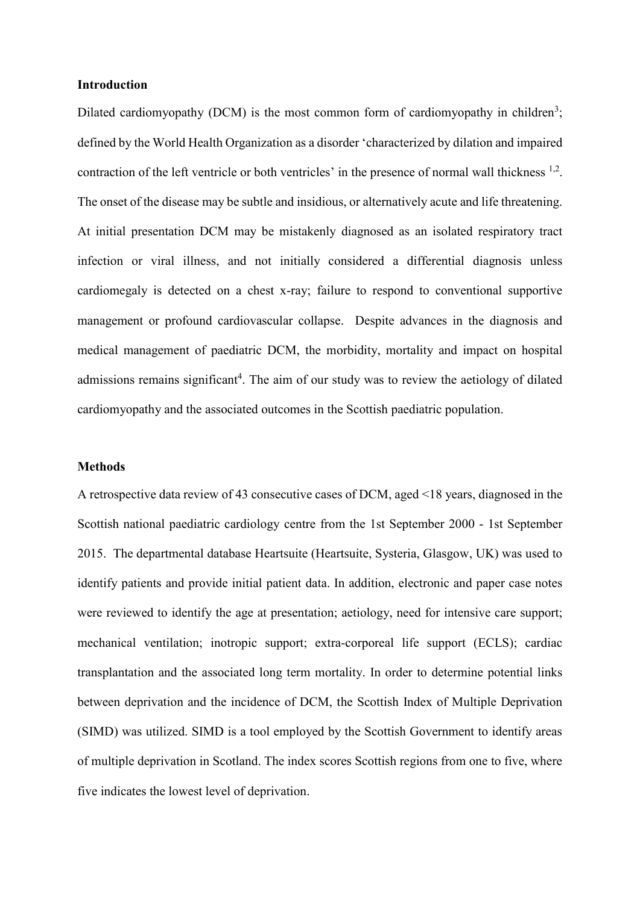## Introduction

Dilated cardiomyopathy (DCM) is the most common form of cardiomyopathy in children[3]; defined by the World Health Organization as a disorder 'characterized by dilation and impaired contraction of the left ventricle or both ventricles' in the presence of normal wall thickness [1,2]. The onset of the disease may be subtle and insidious, or alternatively acute and life threatening. At initial presentation DCM may be mistakenly diagnosed as an isolated respiratory tract infection or viral illness, and not initially considered a differential diagnosis unless cardiomegaly is detected on a chest x-ray; failure to respond to conventional supportive management or profound cardiovascular collapse. Despite advances in the diagnosis and medical management of paediatric DCM, the morbidity, mortality and impact on hospital admissions remains significant[4]. The aim of our study was to review the aetiology of dilated cardiomyopathy and the associated outcomes in the Scottish paediatric population.

## Methods

A retrospective data review of 43 consecutive cases of DCM, aged <18 years, diagnosed in the Scottish national paediatric cardiology centre from the 1st September 2000 - 1st September 2015. The departmental database Heartsuite (Heartsuite, Systeria, Glasgow, UK) was used to identify patients and provide initial patient data. In addition, electronic and paper case notes were reviewed to identify the age at presentation; aetiology, need for intensive care support; mechanical ventilation; inotropic support; extra-corporeal life support (ECLS); cardiac transplantation and the associated long term mortality. In order to determine potential links between deprivation and the incidence of DCM, the Scottish Index of Multiple Deprivation (SIMD) was utilized. SIMD is a tool employed by the Scottish Government to identify areas of multiple deprivation in Scotland. The index scores Scottish regions from one to five, where five indicates the lowest level of deprivation.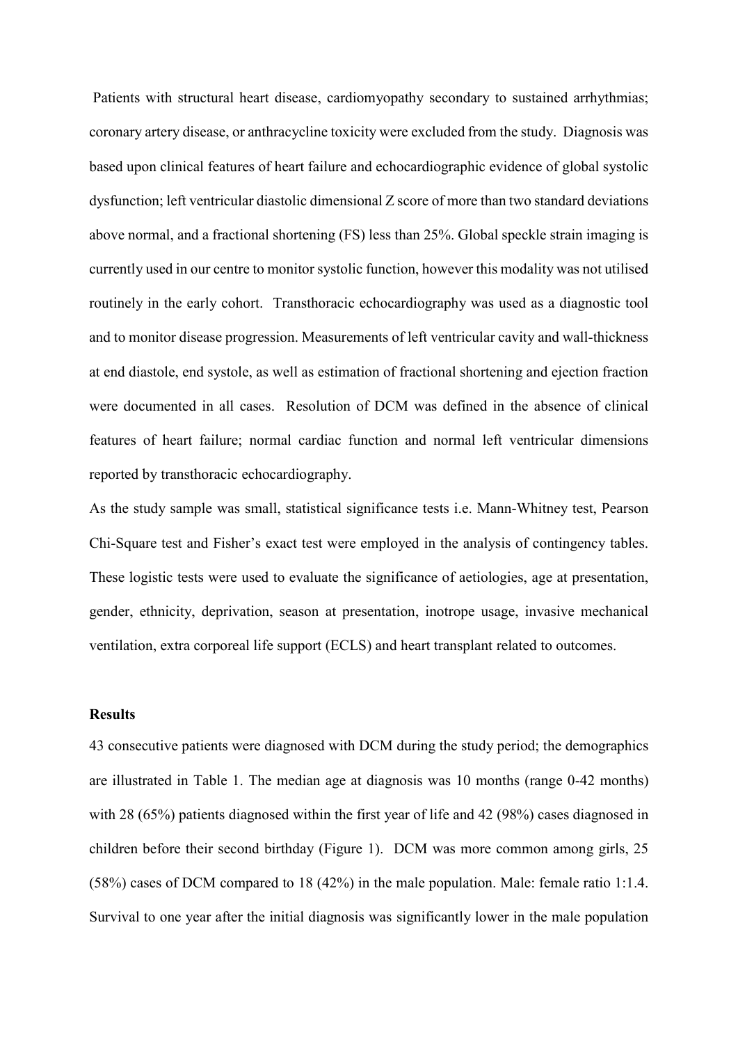Patients with structural heart disease, cardiomyopathy secondary to sustained arrhythmias; coronary artery disease, or anthracycline toxicity were excluded from the study. Diagnosis was based upon clinical features of heart failure and echocardiographic evidence of global systolic dysfunction; left ventricular diastolic dimensional Z score of more than two standard deviations above normal, and a fractional shortening (FS) less than 25%. Global speckle strain imaging is currently used in our centre to monitor systolic function, however this modality was not utilised routinely in the early cohort. Transthoracic echocardiography was used as a diagnostic tool and to monitor disease progression. Measurements of left ventricular cavity and wall-thickness at end diastole, end systole, as well as estimation of fractional shortening and ejection fraction were documented in all cases. Resolution of DCM was defined in the absence of clinical features of heart failure; normal cardiac function and normal left ventricular dimensions reported by transthoracic echocardiography.

As the study sample was small, statistical significance tests i.e. Mann-Whitney test, Pearson Chi-Square test and Fisher's exact test were employed in the analysis of contingency tables. These logistic tests were used to evaluate the significance of aetiologies, age at presentation, gender, ethnicity, deprivation, season at presentation, inotrope usage, invasive mechanical ventilation, extra corporeal life support (ECLS) and heart transplant related to outcomes.

**Results**

43 consecutive patients were diagnosed with DCM during the study period; the demographics are illustrated in Table 1. The median age at diagnosis was 10 months (range 0-42 months) with 28 (65%) patients diagnosed within the first year of life and 42 (98%) cases diagnosed in children before their second birthday (Figure 1). DCM was more common among girls, 25 (58%) cases of DCM compared to 18 (42%) in the male population. Male: female ratio 1:1.4. Survival to one year after the initial diagnosis was significantly lower in the male population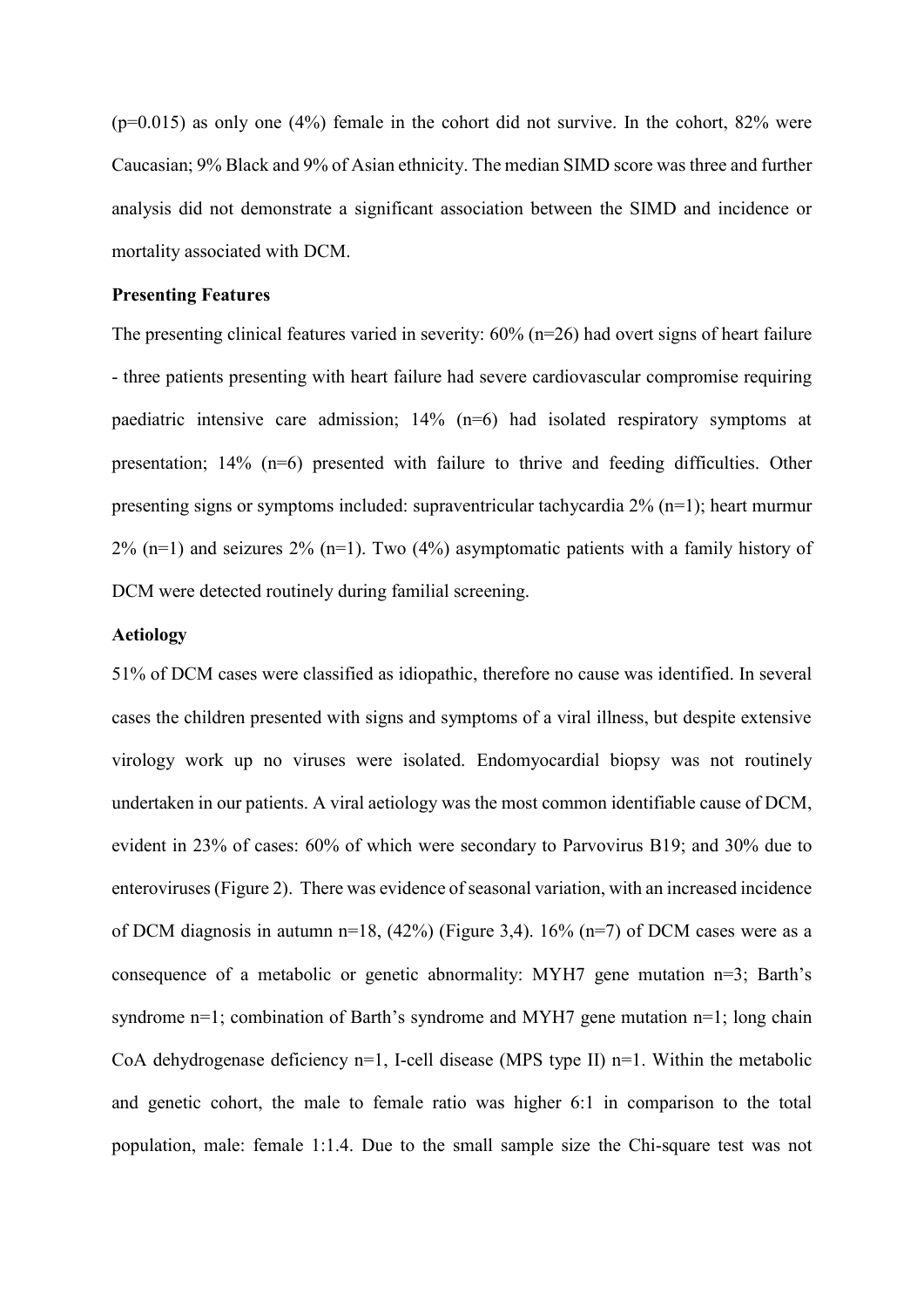(p=0.015) as only one (4%) female in the cohort did not survive. In the cohort, 82% were Caucasian; 9% Black and 9% of Asian ethnicity. The median SIMD score was three and further analysis did not demonstrate a significant association between the SIMD and incidence or mortality associated with DCM.

**Presenting Features**

The presenting clinical features varied in severity: 60% (n=26) had overt signs of heart failure - three patients presenting with heart failure had severe cardiovascular compromise requiring paediatric intensive care admission; 14% (n=6) had isolated respiratory symptoms at presentation; 14% (n=6) presented with failure to thrive and feeding difficulties. Other presenting signs or symptoms included: supraventricular tachycardia 2% (n=1); heart murmur 2% (n=1) and seizures 2% (n=1). Two (4%) asymptomatic patients with a family history of DCM were detected routinely during familial screening.

**Aetiology**

51% of DCM cases were classified as idiopathic, therefore no cause was identified. In several cases the children presented with signs and symptoms of a viral illness, but despite extensive virology work up no viruses were isolated. Endomyocardial biopsy was not routinely undertaken in our patients. A viral aetiology was the most common identifiable cause of DCM, evident in 23% of cases: 60% of which were secondary to Parvovirus B19; and 30% due to enteroviruses (Figure 2). There was evidence of seasonal variation, with an increased incidence of DCM diagnosis in autumn n=18, (42%) (Figure 3,4). 16% (n=7) of DCM cases were as a consequence of a metabolic or genetic abnormality: MYH7 gene mutation n=3; Barth's syndrome n=1; combination of Barth's syndrome and MYH7 gene mutation n=1; long chain CoA dehydrogenase deficiency n=1, I-cell disease (MPS type II) n=1. Within the metabolic and genetic cohort, the male to female ratio was higher 6:1 in comparison to the total population, male: female 1:1.4. Due to the small sample size the Chi-square test was not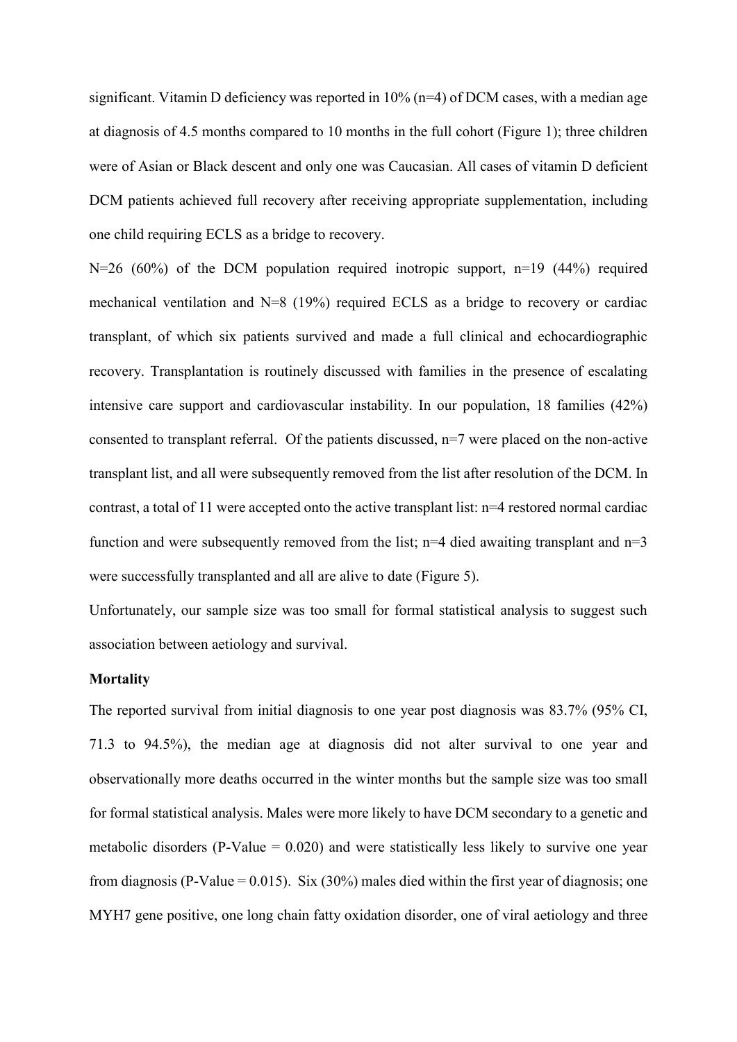significant. Vitamin D deficiency was reported in 10% (n=4) of DCM cases, with a median age at diagnosis of 4.5 months compared to 10 months in the full cohort (Figure 1); three children were of Asian or Black descent and only one was Caucasian. All cases of vitamin D deficient DCM patients achieved full recovery after receiving appropriate supplementation, including one child requiring ECLS as a bridge to recovery.

N=26 (60%) of the DCM population required inotropic support, n=19 (44%) required mechanical ventilation and N=8 (19%) required ECLS as a bridge to recovery or cardiac transplant, of which six patients survived and made a full clinical and echocardiographic recovery. Transplantation is routinely discussed with families in the presence of escalating intensive care support and cardiovascular instability. In our population, 18 families (42%) consented to transplant referral. Of the patients discussed, n=7 were placed on the non-active transplant list, and all were subsequently removed from the list after resolution of the DCM. In contrast, a total of 11 were accepted onto the active transplant list: n=4 restored normal cardiac function and were subsequently removed from the list; n=4 died awaiting transplant and n=3 were successfully transplanted and all are alive to date (Figure 5).

Unfortunately, our sample size was too small for formal statistical analysis to suggest such association between aetiology and survival.

**Mortality**

The reported survival from initial diagnosis to one year post diagnosis was 83.7% (95% CI, 71.3 to 94.5%), the median age at diagnosis did not alter survival to one year and observationally more deaths occurred in the winter months but the sample size was too small for formal statistical analysis. Males were more likely to have DCM secondary to a genetic and metabolic disorders (P-Value = 0.020) and were statistically less likely to survive one year from diagnosis (P-Value = 0.015). Six (30%) males died within the first year of diagnosis; one MYH7 gene positive, one long chain fatty oxidation disorder, one of viral aetiology and three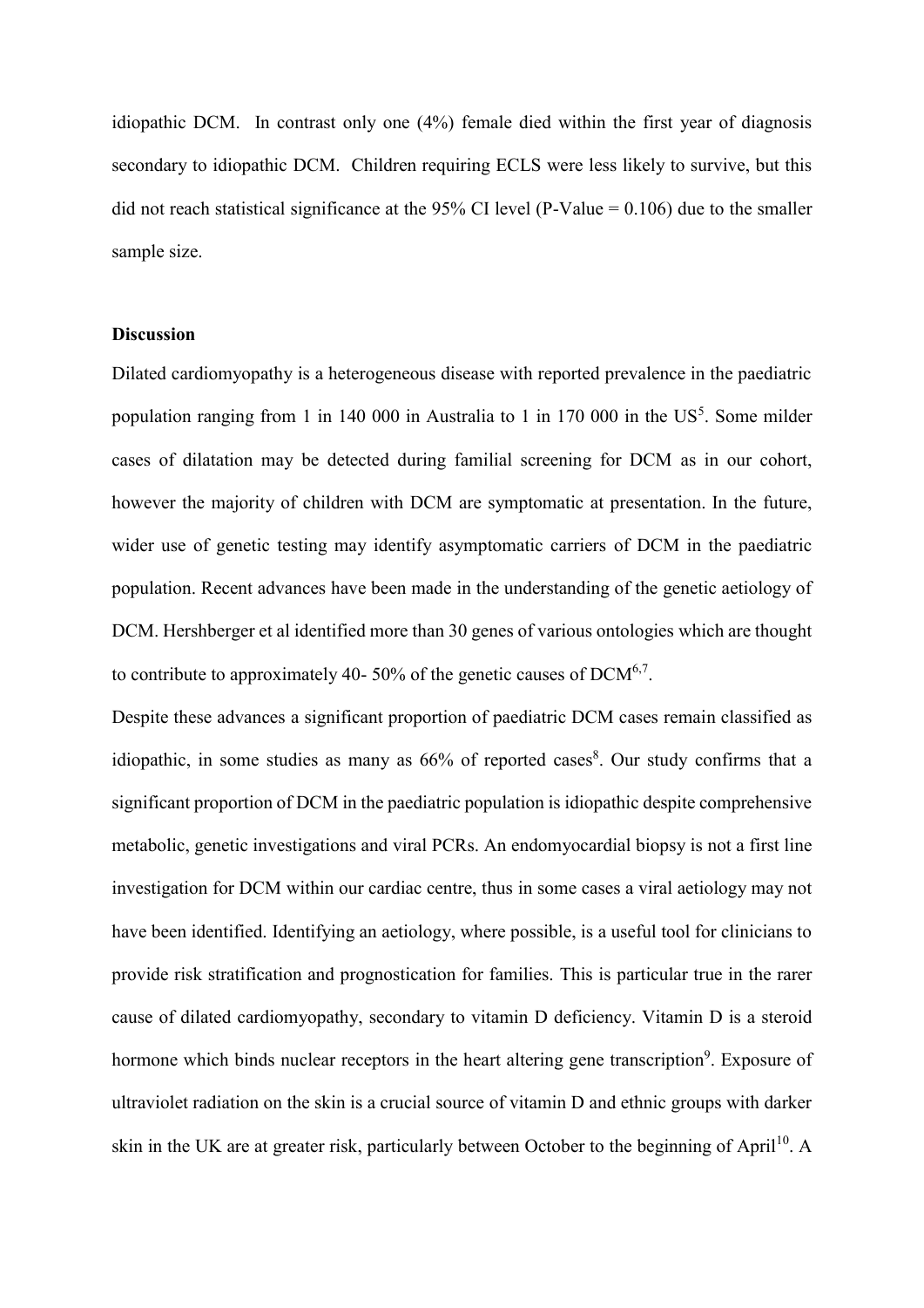idiopathic DCM. In contrast only one (4%) female died within the first year of diagnosis secondary to idiopathic DCM. Children requiring ECLS were less likely to survive, but this did not reach statistical significance at the 95% CI level (P-Value = 0.106) due to the smaller sample size.

**Discussion**

Dilated cardiomyopathy is a heterogeneous disease with reported prevalence in the paediatric population ranging from 1 in 140 000 in Australia to 1 in 170 000 in the US[5]. Some milder cases of dilatation may be detected during familial screening for DCM as in our cohort, however the majority of children with DCM are symptomatic at presentation. In the future, wider use of genetic testing may identify asymptomatic carriers of DCM in the paediatric population. Recent advances have been made in the understanding of the genetic aetiology of DCM. Hershberger et al identified more than 30 genes of various ontologies which are thought to contribute to approximately 40- 50% of the genetic causes of DCM[6,7].

Despite these advances a significant proportion of paediatric DCM cases remain classified as idiopathic, in some studies as many as 66% of reported cases[8]. Our study confirms that a significant proportion of DCM in the paediatric population is idiopathic despite comprehensive metabolic, genetic investigations and viral PCRs. An endomyocardial biopsy is not a first line investigation for DCM within our cardiac centre, thus in some cases a viral aetiology may not have been identified. Identifying an aetiology, where possible, is a useful tool for clinicians to provide risk stratification and prognostication for families. This is particular true in the rarer cause of dilated cardiomyopathy, secondary to vitamin D deficiency. Vitamin D is a steroid hormone which binds nuclear receptors in the heart altering gene transcription[9]. Exposure of ultraviolet radiation on the skin is a crucial source of vitamin D and ethnic groups with darker skin in the UK are at greater risk, particularly between October to the beginning of April[10]. A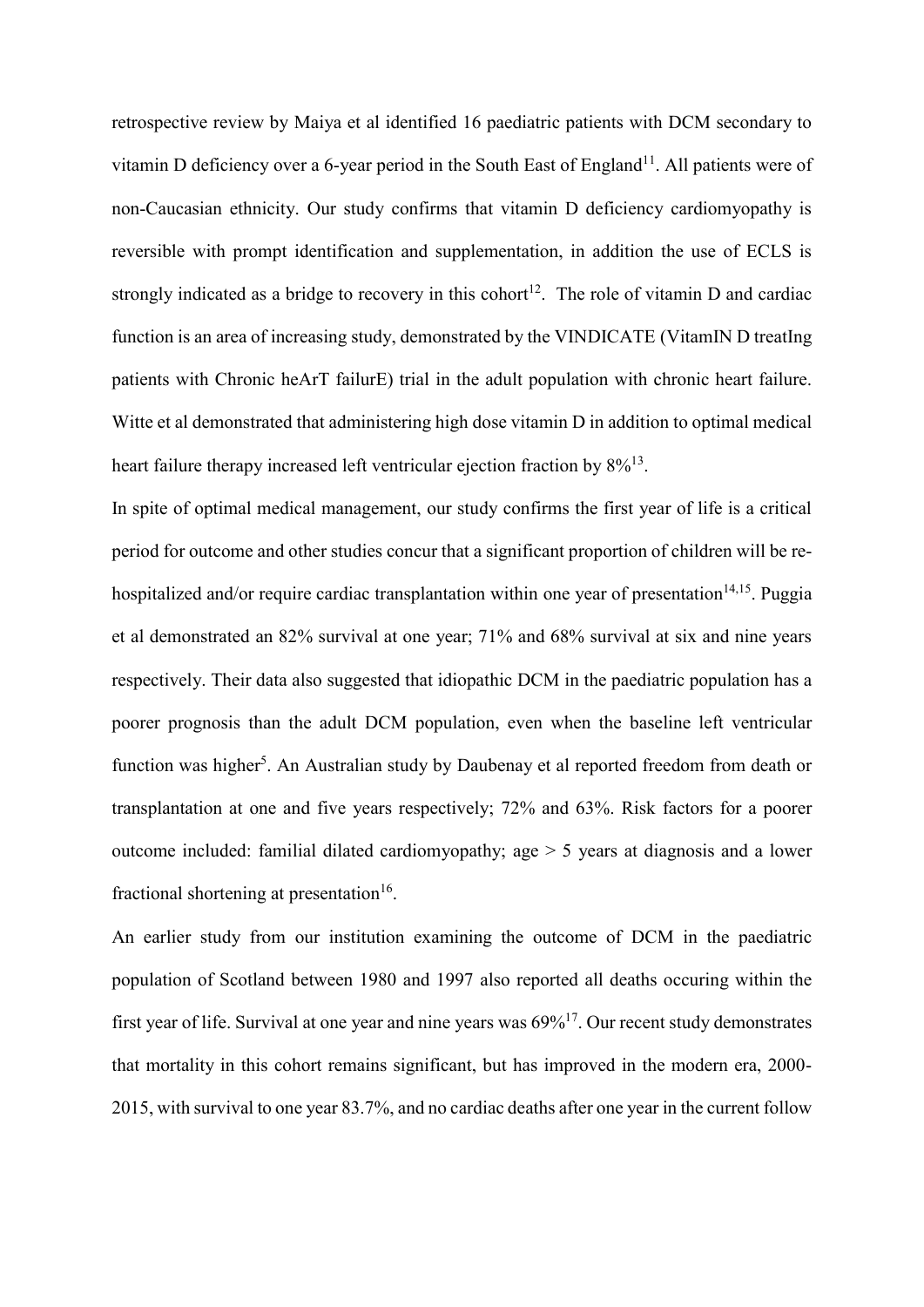retrospective review by Maiya et al identified 16 paediatric patients with DCM secondary to vitamin D deficiency over a 6-year period in the South East of England[11]. All patients were of non-Caucasian ethnicity. Our study confirms that vitamin D deficiency cardiomyopathy is reversible with prompt identification and supplementation, in addition the use of ECLS is strongly indicated as a bridge to recovery in this cohort[12]. The role of vitamin D and cardiac function is an area of increasing study, demonstrated by the VINDICATE (VitamIN D treatIng patients with Chronic heArT failurE) trial in the adult population with chronic heart failure. Witte et al demonstrated that administering high dose vitamin D in addition to optimal medical heart failure therapy increased left ventricular ejection fraction by 8%[13].

In spite of optimal medical management, our study confirms the first year of life is a critical period for outcome and other studies concur that a significant proportion of children will be re-hospitalized and/or require cardiac transplantation within one year of presentation[14,15]. Puggia et al demonstrated an 82% survival at one year; 71% and 68% survival at six and nine years respectively. Their data also suggested that idiopathic DCM in the paediatric population has a poorer prognosis than the adult DCM population, even when the baseline left ventricular function was higher[5]. An Australian study by Daubenay et al reported freedom from death or transplantation at one and five years respectively; 72% and 63%. Risk factors for a poorer outcome included: familial dilated cardiomyopathy; age > 5 years at diagnosis and a lower fractional shortening at presentation[16].

An earlier study from our institution examining the outcome of DCM in the paediatric population of Scotland between 1980 and 1997 also reported all deaths occuring within the first year of life. Survival at one year and nine years was 69%[17]. Our recent study demonstrates that mortality in this cohort remains significant, but has improved in the modern era, 2000-2015, with survival to one year 83.7%, and no cardiac deaths after one year in the current follow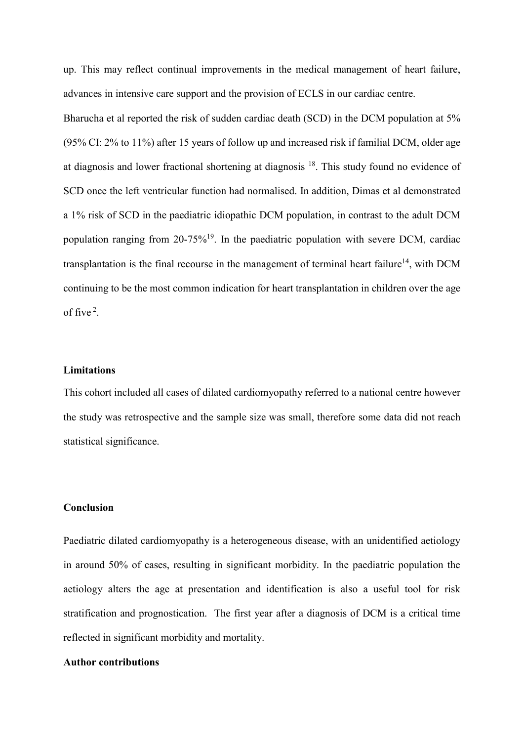up. This may reflect continual improvements in the medical management of heart failure, advances in intensive care support and the provision of ECLS in our cardiac centre.

Bharucha et al reported the risk of sudden cardiac death (SCD) in the DCM population at 5% (95% CI: 2% to 11%) after 15 years of follow up and increased risk if familial DCM, older age at diagnosis and lower fractional shortening at diagnosis [18]. This study found no evidence of SCD once the left ventricular function had normalised. In addition, Dimas et al demonstrated a 1% risk of SCD in the paediatric idiopathic DCM population, in contrast to the adult DCM population ranging from 20-75%[19]. In the paediatric population with severe DCM, cardiac transplantation is the final recourse in the management of terminal heart failure[14], with DCM continuing to be the most common indication for heart transplantation in children over the age of five [2].

**Limitations**

This cohort included all cases of dilated cardiomyopathy referred to a national centre however the study was retrospective and the sample size was small, therefore some data did not reach statistical significance.

**Conclusion**

Paediatric dilated cardiomyopathy is a heterogeneous disease, with an unidentified aetiology in around 50% of cases, resulting in significant morbidity. In the paediatric population the aetiology alters the age at presentation and identification is also a useful tool for risk stratification and prognostication. The first year after a diagnosis of DCM is a critical time reflected in significant morbidity and mortality.

**Author contributions**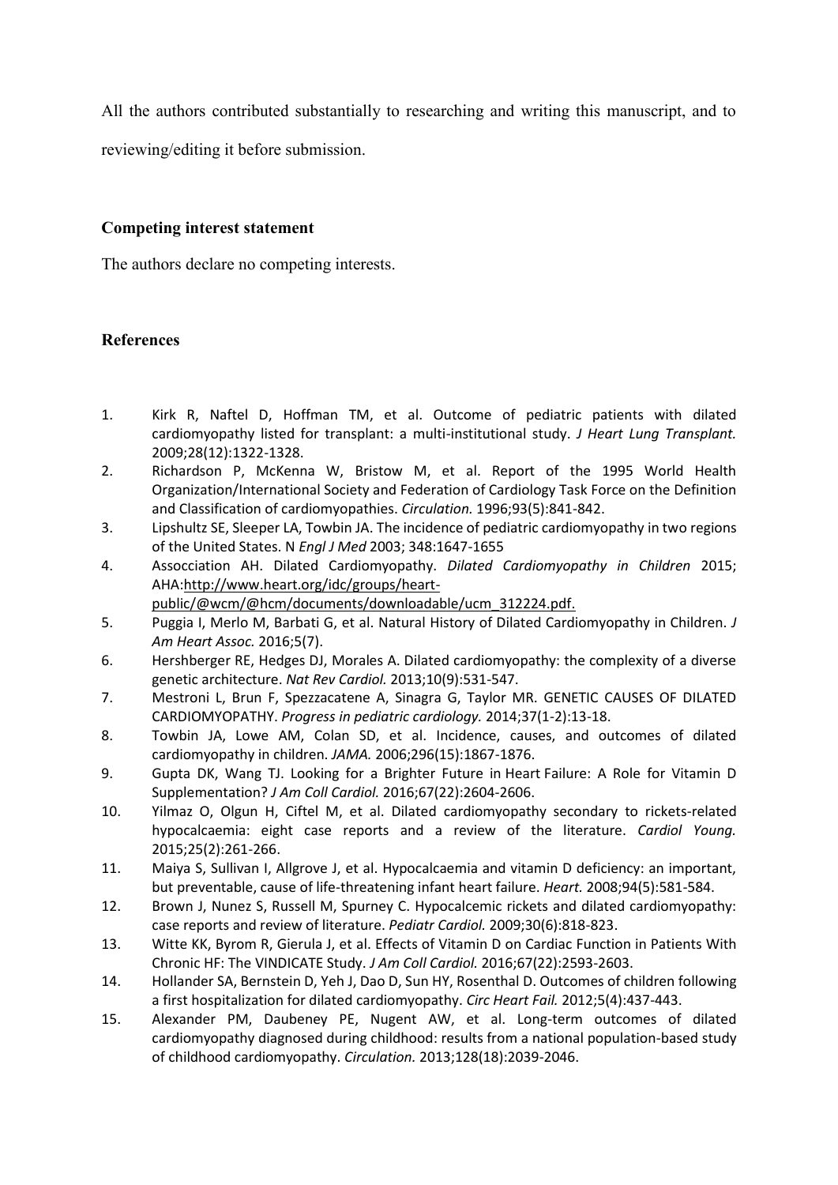All the authors contributed substantially to researching and writing this manuscript, and to reviewing/editing it before submission.

## Competing interest statement

The authors declare no competing interests.

## References

1. Kirk R, Naftel D, Hoffman TM, et al. Outcome of pediatric patients with dilated cardiomyopathy listed for transplant: a multi-institutional study. *J Heart Lung Transplant.* 2009;28(12):1322-1328.
2. Richardson P, McKenna W, Bristow M, et al. Report of the 1995 World Health Organization/International Society and Federation of Cardiology Task Force on the Definition and Classification of cardiomyopathies. *Circulation.* 1996;93(5):841-842.
3. Lipshultz SE, Sleeper LA, Towbin JA. The incidence of pediatric cardiomyopathy in two regions of the United States. N *Engl J Med* 2003; 348:1647-1655
4. Assocciation AH. Dilated Cardiomyopathy. *Dilated Cardiomyopathy in Children* 2015; AHA:http://www.heart.org/idc/groups/heart-public/@wcm/@hcm/documents/downloadable/ucm_312224.pdf.
5. Puggia I, Merlo M, Barbati G, et al. Natural History of Dilated Cardiomyopathy in Children. *J Am Heart Assoc.* 2016;5(7).
6. Hershberger RE, Hedges DJ, Morales A. Dilated cardiomyopathy: the complexity of a diverse genetic architecture. *Nat Rev Cardiol.* 2013;10(9):531-547.
7. Mestroni L, Brun F, Spezzacatene A, Sinagra G, Taylor MR. GENETIC CAUSES OF DILATED CARDIOMYOPATHY. *Progress in pediatric cardiology.* 2014;37(1-2):13-18.
8. Towbin JA, Lowe AM, Colan SD, et al. Incidence, causes, and outcomes of dilated cardiomyopathy in children. *JAMA.* 2006;296(15):1867-1876.
9. Gupta DK, Wang TJ. Looking for a Brighter Future in Heart Failure: A Role for Vitamin D Supplementation? *J Am Coll Cardiol.* 2016;67(22):2604-2606.
10. Yilmaz O, Olgun H, Ciftel M, et al. Dilated cardiomyopathy secondary to rickets-related hypocalcaemia: eight case reports and a review of the literature. *Cardiol Young.* 2015;25(2):261-266.
11. Maiya S, Sullivan I, Allgrove J, et al. Hypocalcaemia and vitamin D deficiency: an important, but preventable, cause of life-threatening infant heart failure. *Heart.* 2008;94(5):581-584.
12. Brown J, Nunez S, Russell M, Spurney C. Hypocalcemic rickets and dilated cardiomyopathy: case reports and review of literature. *Pediatr Cardiol.* 2009;30(6):818-823.
13. Witte KK, Byrom R, Gierula J, et al. Effects of Vitamin D on Cardiac Function in Patients With Chronic HF: The VINDICATE Study. *J Am Coll Cardiol.* 2016;67(22):2593-2603.
14. Hollander SA, Bernstein D, Yeh J, Dao D, Sun HY, Rosenthal D. Outcomes of children following a first hospitalization for dilated cardiomyopathy. *Circ Heart Fail.* 2012;5(4):437-443.
15. Alexander PM, Daubeney PE, Nugent AW, et al. Long-term outcomes of dilated cardiomyopathy diagnosed during childhood: results from a national population-based study of childhood cardiomyopathy. *Circulation.* 2013;128(18):2039-2046.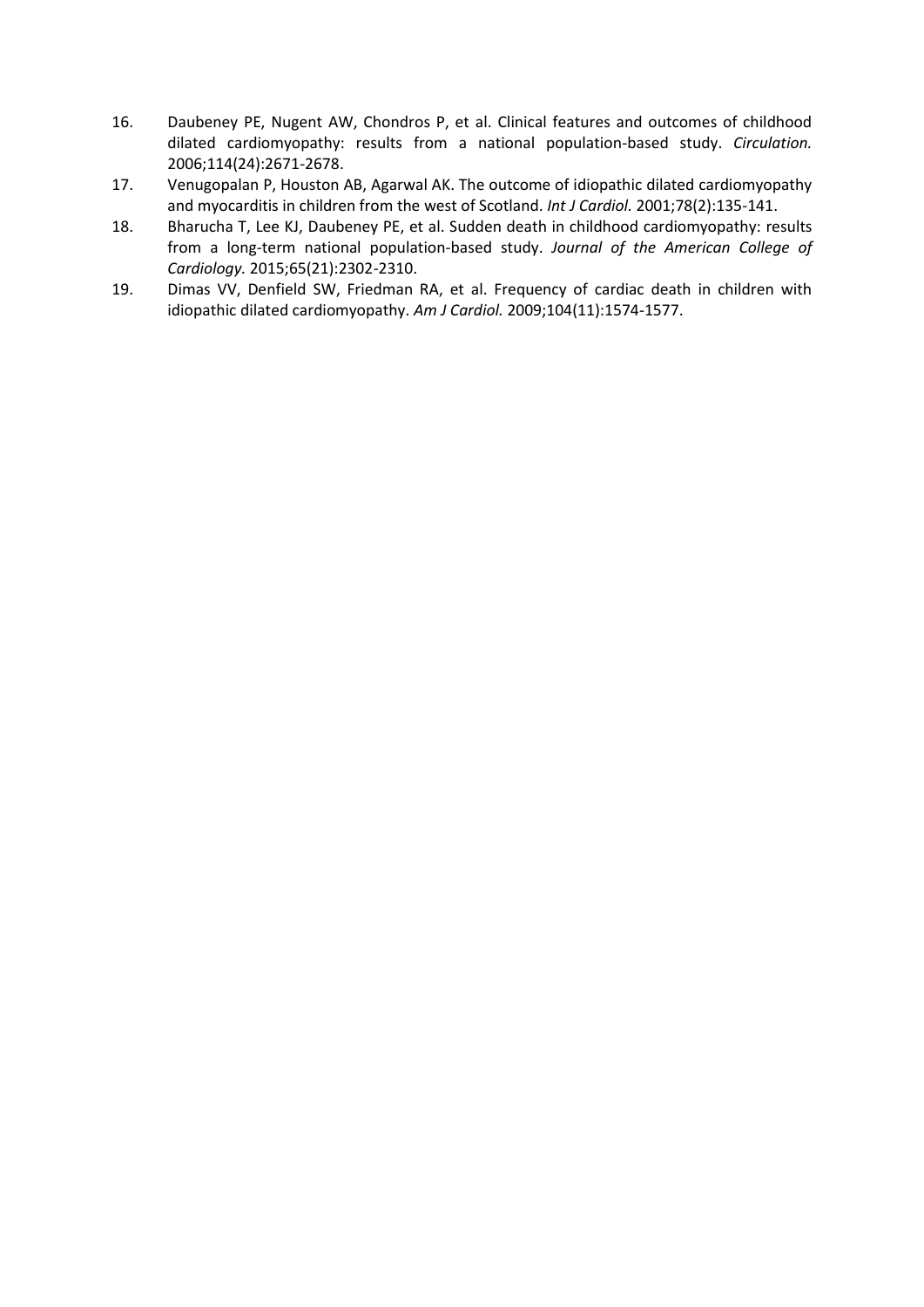16. Daubeney PE, Nugent AW, Chondros P, et al. Clinical features and outcomes of childhood dilated cardiomyopathy: results from a national population-based study. *Circulation.* 2006;114(24):2671-2678.
17. Venugopalan P, Houston AB, Agarwal AK. The outcome of idiopathic dilated cardiomyopathy and myocarditis in children from the west of Scotland. *Int J Cardiol.* 2001;78(2):135-141.
18. Bharucha T, Lee KJ, Daubeney PE, et al. Sudden death in childhood cardiomyopathy: results from a long-term national population-based study. *Journal of the American College of Cardiology.* 2015;65(21):2302-2310.
19. Dimas VV, Denfield SW, Friedman RA, et al. Frequency of cardiac death in children with idiopathic dilated cardiomyopathy. *Am J Cardiol.* 2009;104(11):1574-1577.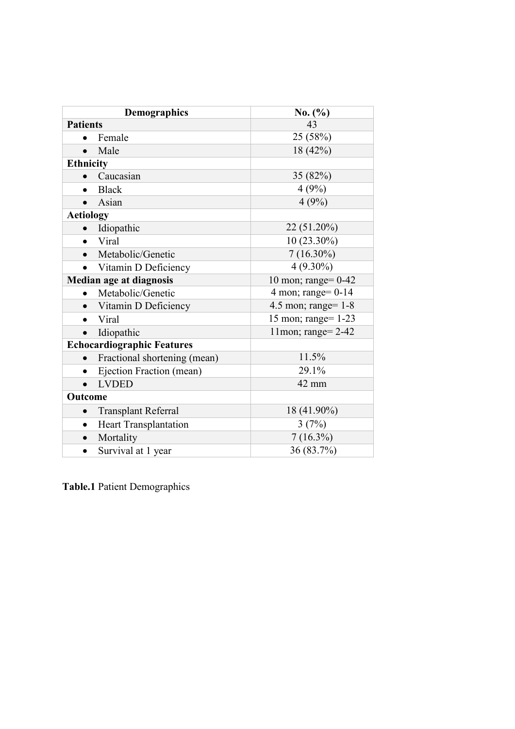| Demographics | No. (%) |
|---|---|
| **Patients** | 43 |
| • Female | 25 (58%) |
| • Male | 18 (42%) |
| **Ethnicity** | |
| • Caucasian | 35 (82%) |
| • Black | 4 (9%) |
| • Asian | 4 (9%) |
| **Aetiology** | |
| • Idiopathic | 22 (51.20%) |
| • Viral | 10 (23.30%) |
| • Metabolic/Genetic | 7 (16.30%) |
| • Vitamin D Deficiency | 4 (9.30%) |
| **Median age at diagnosis** | 10 mon; range= 0-42 |
| • Metabolic/Genetic | 4 mon; range= 0-14 |
| • Vitamin D Deficiency | 4.5 mon; range= 1-8 |
| • Viral | 15 mon; range= 1-23 |
| • Idiopathic | 11mon; range= 2-42 |
| **Echocardiographic Features** | |
| • Fractional shortening (mean) | 11.5% |
| • Ejection Fraction (mean) | 29.1% |
| • LVDED | 42 mm |
| **Outcome** | |
| • Transplant Referral | 18 (41.90%) |
| • Heart Transplantation | 3 (7%) |
| • Mortality | 7 (16.3%) |
| • Survival at 1 year | 36 (83.7%) |

**Table.1** Patient Demographics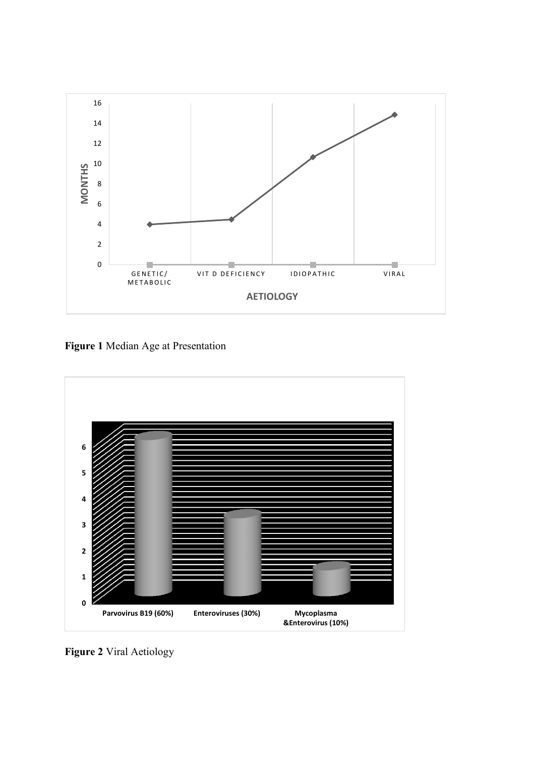**Figure 1** Median Age at Presentation

**Figure 2** Viral Aetiology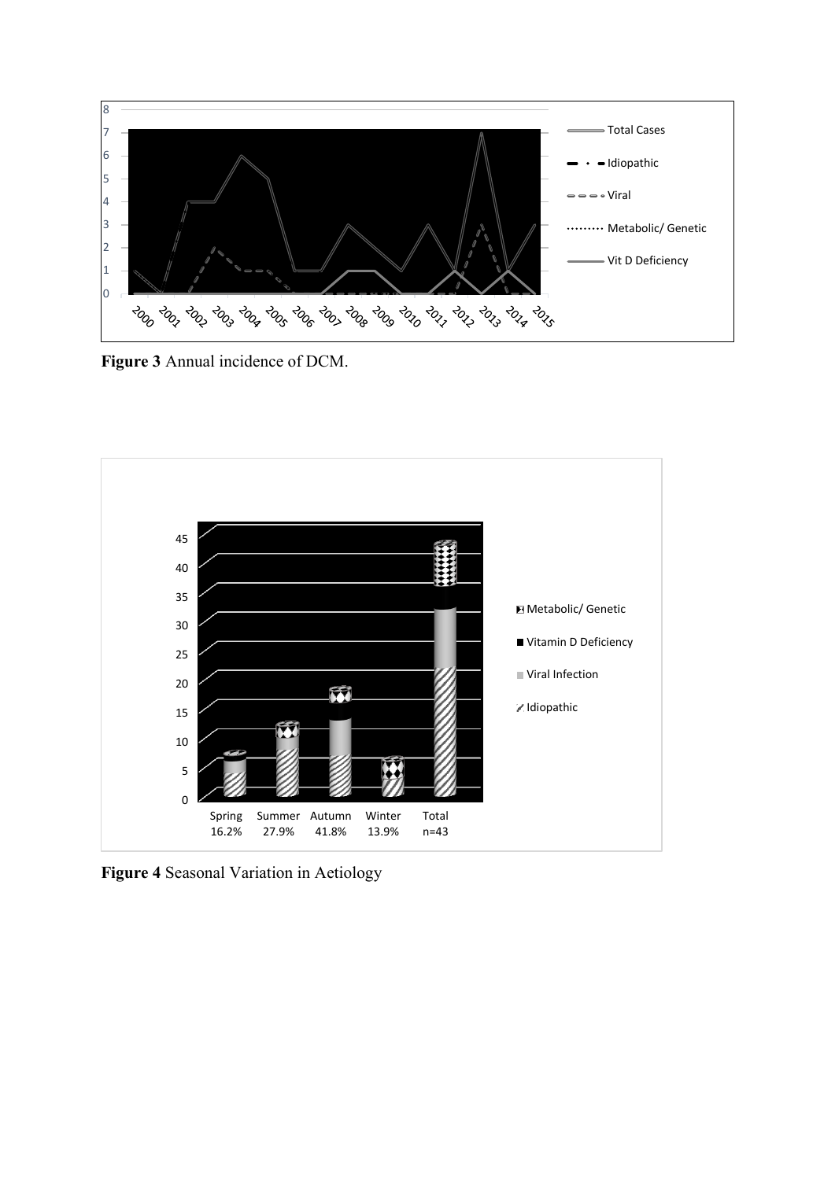**Figure 3** Annual incidence of DCM.

**Figure 4** Seasonal Variation in Aetiology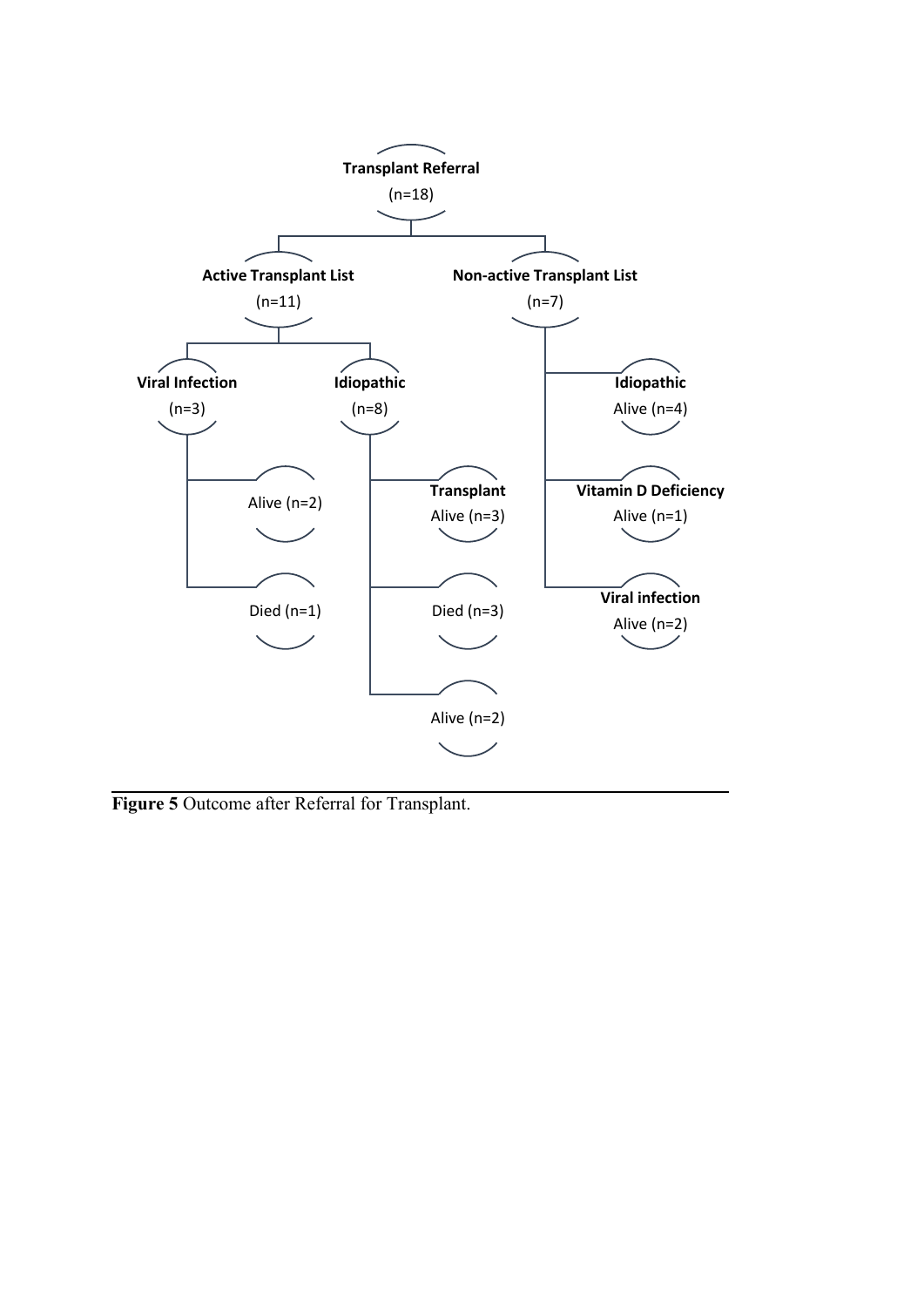Transplant Referral
(n=18)

Active Transplant List
(n=11)

Non-active Transplant List
(n=7)

Viral Infection
(n=3)

Idiopathic
(n=8)

Idiopathic
Alive (n=4)

Alive (n=2)

Died (n=1)

Transplant
Alive (n=3)

Died (n=3)

Alive (n=2)

Vitamin D Deficiency
Alive (n=1)

Viral infection
Alive (n=2)

**Figure 5** Outcome after Referral for Transplant.